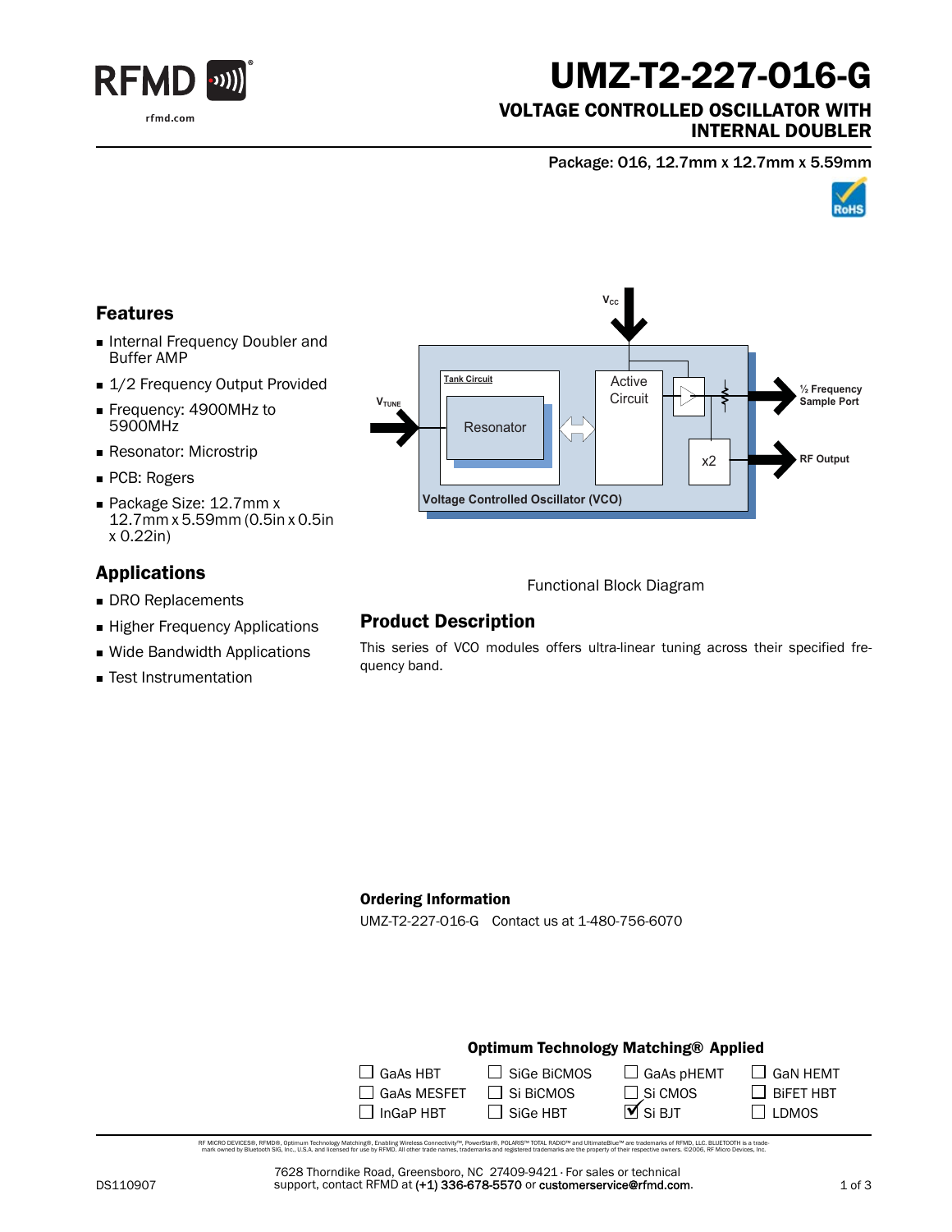# UMZ-T2-227-016-G

## VOLTAGE CONTROLLED OSCILLATOR WITH INTERNAL DOUBLER

Package: 016, 12.7mm x 12.7mm x 5.59mm

### Features

- Internal Frequency Doubler and Buffer AMP
- 1/2 Frequency Output Provided
- Frequency: 4900MHz to 5900MHz
- Resonator: Microstrip
- PCB: Rogers
- Package Size: 12.7mm x 12.7mm x 5.59mm (0.5in x 0.5in x 0.22in)

### Applications

- DRO Replacements
- Higher Frequency Applications
- Wide Bandwidth Applications
- Test Instrumentation

Functional Block Diagram

### Product Description

This series of VCO modules offers ultra-linear tuning across their specified frequency band.

**Ordering Information**

UMZ-T2-227-016-G Contact us at 1-480-756-6070

**Optimum Technology Matching® Applied**

| | | | |
|---|---|---|---|
| ☐ GaAs HBT | ☐ SiGe BiCMOS | ☐ GaAs pHEMT | ☐ GaN HEMT |
| ☐ GaAs MESFET | ☐ Si BiCMOS | ☐ Si CMOS | ☐ BiFET HBT |
| ☐ InGaP HBT | ☐ SiGe HBT | ☑ Si BJT | ☐ LDMOS |

RF MICRO DEVICES®, RFMD®, Optimum Technology Matching®, Enabling Wireless Connectivity™, PowerStar®, POLARIS™ TOTAL RADIO™ and UltimateBlue™ are trademarks of RFMD, LLC. BLUETOOTH is a trademark owned by Bluetooth SIG, Inc., U.S.A. and licensed for use by RFMD. All other trade names, trademarks and registered trademarks are the property of their respective owners. ©2006, RF Micro Devices, Inc.

DS110907

7628 Thorndike Road, Greensboro, NC 27409-9421 · For sales or technical support, contact RFMD at (+1) 336-678-5570 or customerservice@rfmd.com.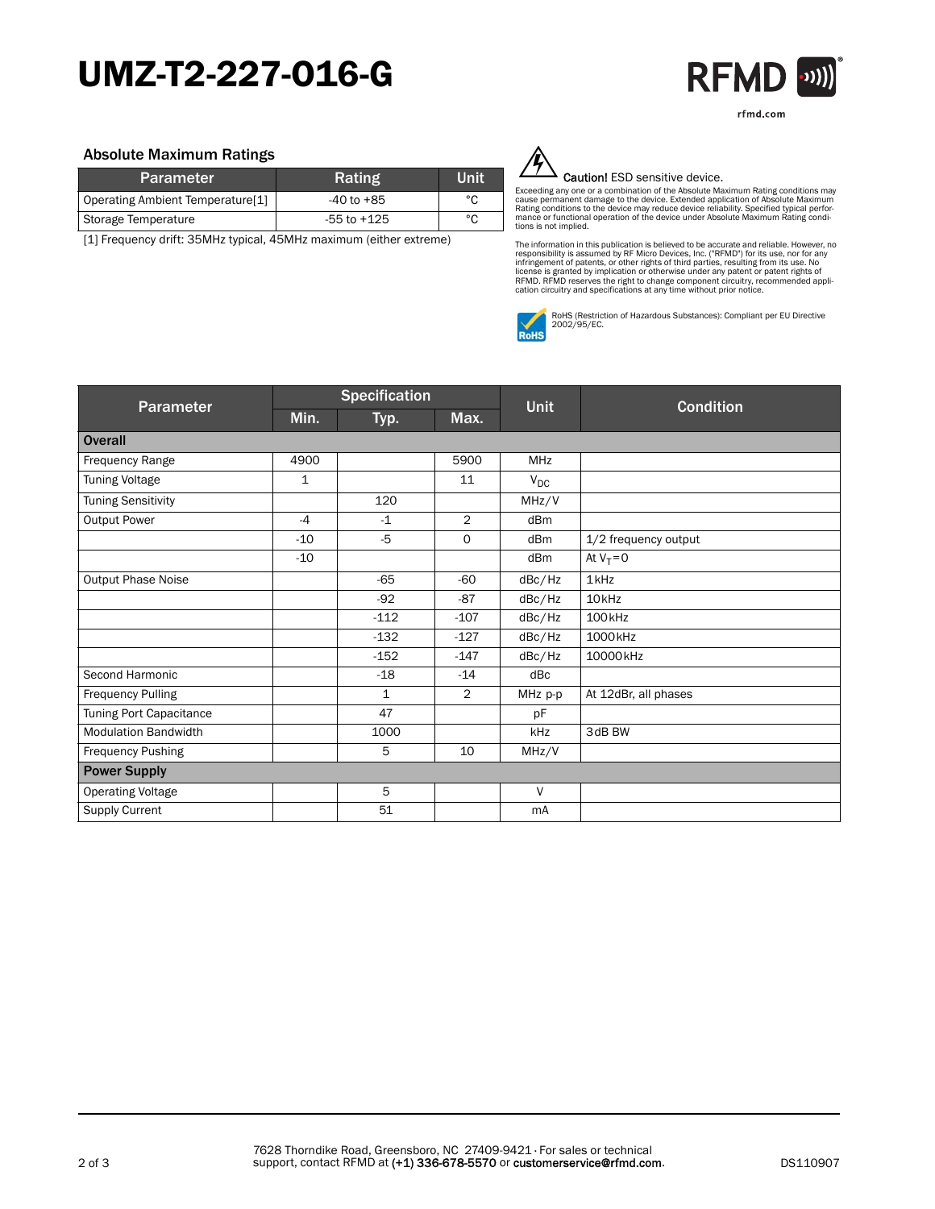# UMZ-T2-227-016-G

## Absolute Maximum Ratings

| Parameter | Rating | Unit |
|---|---|---|
| Operating Ambient Temperature[1] | -40 to +85 | °C |
| Storage Temperature | -55 to +125 | °C |

[1] Frequency drift: 35MHz typical, 45MHz maximum (either extreme)

**Caution!** ESD sensitive device.

Exceeding any one or a combination of the Absolute Maximum Rating conditions may cause permanent damage to the device. Extended application of Absolute Maximum Rating conditions to the device may reduce device reliability. Specified typical performance or functional operation of the device under Absolute Maximum Rating conditions is not implied.

The information in this publication is believed to be accurate and reliable. However, no responsibility is assumed by RF Micro Devices, Inc. ("RFMD") for its use, nor for any infringement of patents, or other rights of third parties, resulting from its use. No license is granted by implication or otherwise under any patent or patent rights of RFMD. RFMD reserves the right to change component circuitry, recommended application circuitry and specifications at any time without prior notice.

RoHS (Restriction of Hazardous Substances): Compliant per EU Directive 2002/95/EC.

| Parameter | Specification | | | Unit | Condition |
|---|---|---|---|---|---|
| | Min. | Typ. | Max. | | |
| **Overall** | | | | | |
| Frequency Range | 4900 | | 5900 | MHz | |
| Tuning Voltage | 1 | | 11 | $V_{DC}$ | |
| Tuning Sensitivity | | 120 | | MHz/V | |
| Output Power | -4 | -1 | 2 | dBm | |
| | -10 | -5 | 0 | dBm | 1/2 frequency output |
| | -10 | | | dBm | At $V_T$=0 |
| Output Phase Noise | | -65 | -60 | dBc/Hz | 1kHz |
| | | -92 | -87 | dBc/Hz | 10kHz |
| | | -112 | -107 | dBc/Hz | 100kHz |
| | | -132 | -127 | dBc/Hz | 1000kHz |
| | | -152 | -147 | dBc/Hz | 10000kHz |
| Second Harmonic | | -18 | -14 | dBc | |
| Frequency Pulling | | 1 | 2 | MHz p-p | At 12dBr, all phases |
| Tuning Port Capacitance | | 47 | | pF | |
| Modulation Bandwidth | | 1000 | | kHz | 3dB BW |
| Frequency Pushing | | 5 | 10 | MHz/V | |
| **Power Supply** | | | | | |
| Operating Voltage | | 5 | | V | |
| Supply Current | | 51 | | mA | |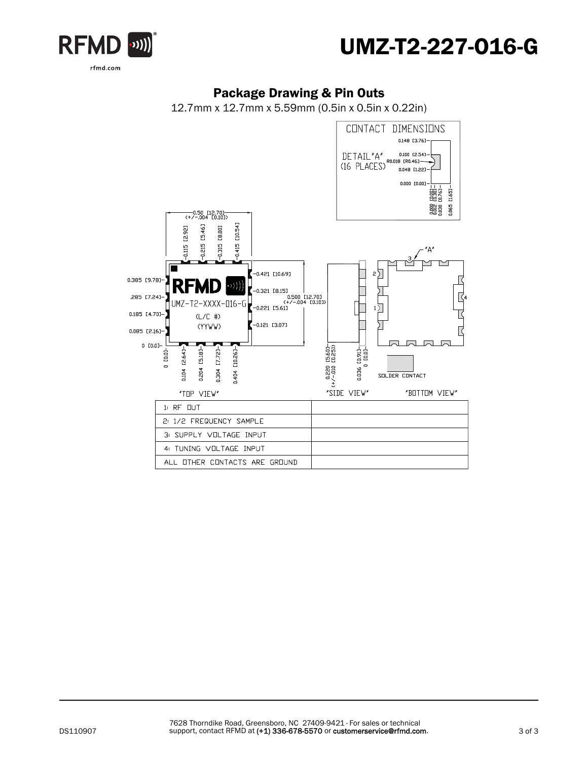## Package Drawing & Pin Outs

12.7mm x 12.7mm x 5.59mm (0.5in x 0.5in x 0.22in)

CONTACT DIMENSIONS

DETAIL "A" (16 PLACES)

0.148 [3.76]
0.100 [2.54]
R0.018 [R0.46]
0.048 [1.22]
0.000 [0.00]
0.000 [0.00]
0.012 [0.30]
0.030 [0.76]
0.065 [1.65]

0.50 [12.70] (+/-.004 [0.10])
0.115 [2.92]
0.215 [5.46]
0.315 [8.00]
0.415 [10.54]
0.385 [9.78]
.285 [7.24]
0.185 [4.70]
0.085 [2.16]
0 [0.0]
0 [0.0]
0.104 [2.64]
0.204 [5.18]
0.304 [7.72]
0.404 [10.26]
0.421 [10.69]
0.321 [8.15]
0.221 [5.61]
0.121 [3.07]
0.500 [12.70] (+/-.004 [0.10])

RFMD
UMZ-T2-XXXX-016-G
(L/C #)
(YYWW)

0.220 [5.60] (+/-.010 [0.25])
0.036 [0.91]
0 [0.0]

"A"
SOLDER CONTACT

"TOP VIEW" "SIDE VIEW" "BOTTOM VIEW"

| | |
|---|---|
| 1: RF OUT | |
| 2: 1/2 FREQUENCY SAMPLE | |
| 3: SUPPLY VOLTAGE INPUT | |
| 4: TUNING VOLTAGE INPUT | |
| ALL OTHER CONTACTS ARE GROUND | |

DS110907

7628 Thorndike Road, Greensboro, NC 27409-9421 · For sales or technical support, contact RFMD at (+1) 336-678-5570 or customerservice@rfmd.com.